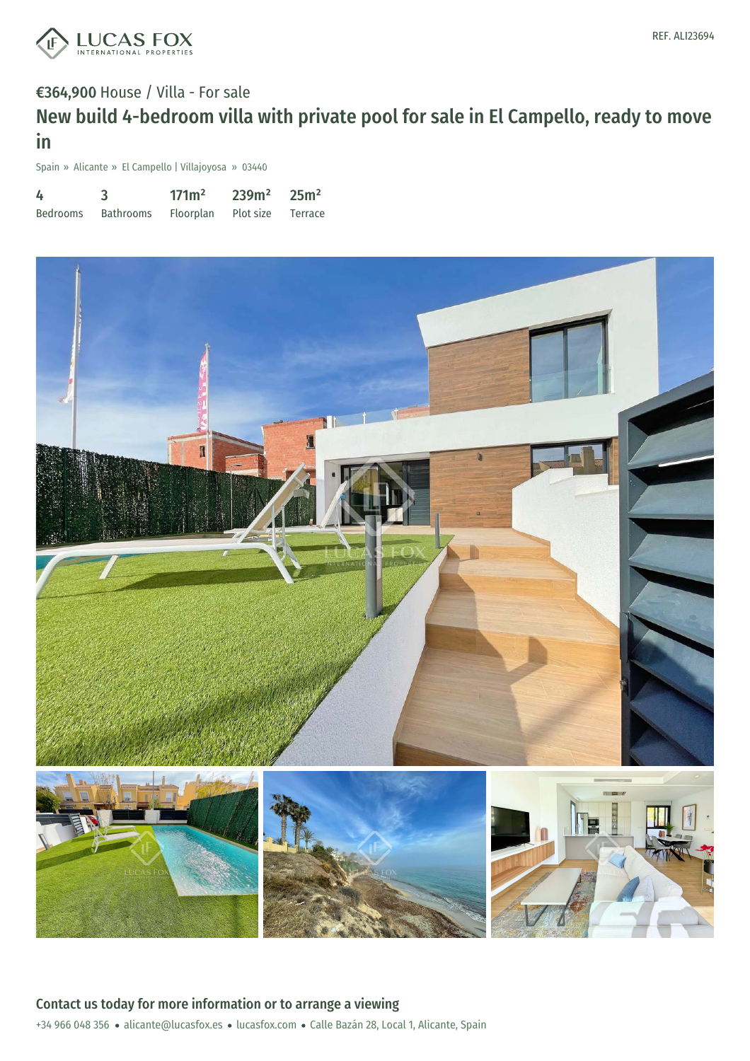REF. ALI23694

€364,900 House / Villa - For sale

# New build 4-bedroom villa with private pool for sale in El Campello, ready to move in

Spain » Alicante » El Campello | Villajoyosa » 03440

| 4 | 3 | 171m² | 239m² | 25m² |
|---|---|---|---|---|
| Bedrooms | Bathrooms | Floorplan | Plot size | Terrace |

## Contact us today for more information or to arrange a viewing

+34 966 048 356 • alicante@lucasfox.es • lucasfox.com • Calle Bazán 28, Local 1, Alicante, Spain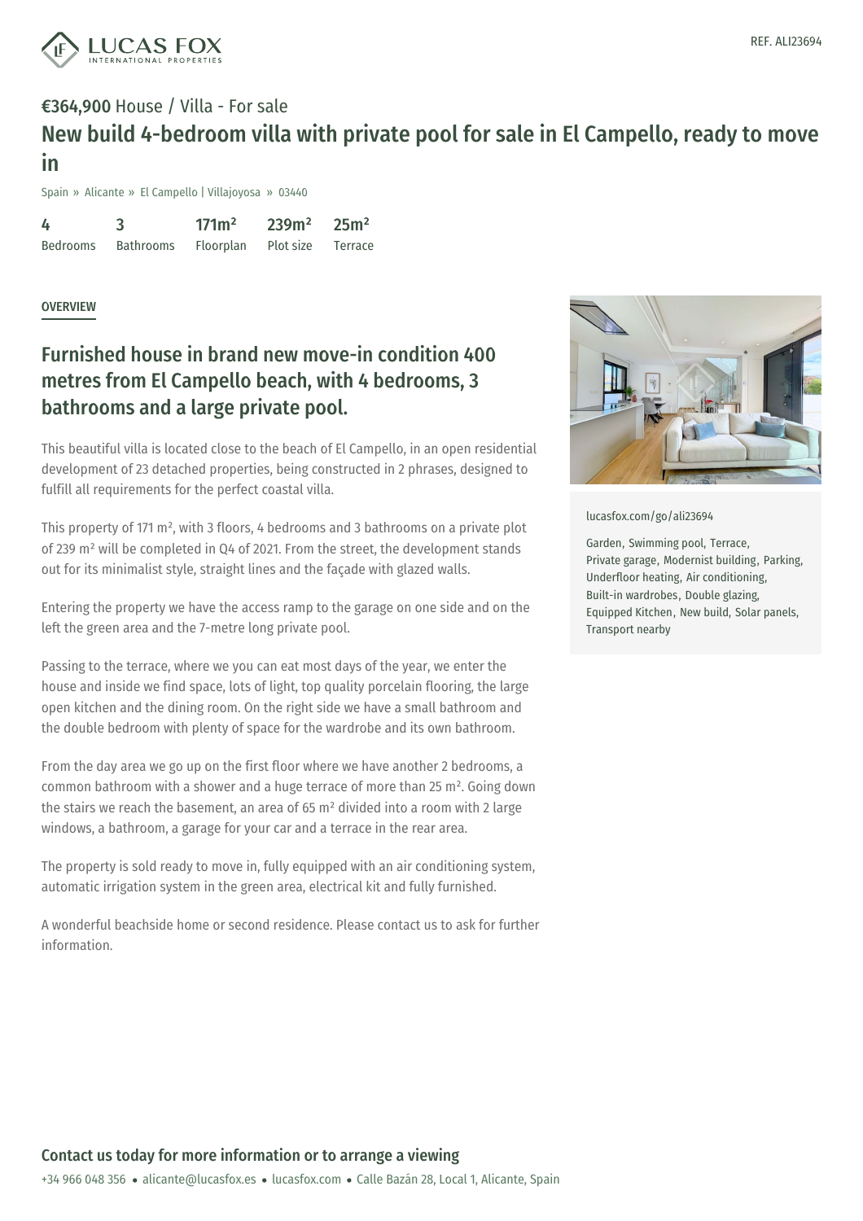REF. ALI23694

€364,900 House / Villa - For sale

# New build 4-bedroom villa with private pool for sale in El Campello, ready to move in

Spain » Alicante » El Campello | Villajoyosa » 03440

| 4 | 3 | 171m² | 239m² | 25m² |
|---|---|---|---|---|
| Bedrooms | Bathrooms | Floorplan | Plot size | Terrace |

OVERVIEW

## Furnished house in brand new move-in condition 400 metres from El Campello beach, with 4 bedrooms, 3 bathrooms and a large private pool.

This beautiful villa is located close to the beach of El Campello, in an open residential development of 23 detached properties, being constructed in 2 phrases, designed to fulfill all requirements for the perfect coastal villa.

This property of 171 m², with 3 floors, 4 bedrooms and 3 bathrooms on a private plot of 239 m² will be completed in Q4 of 2021. From the street, the development stands out for its minimalist style, straight lines and the façade with glazed walls.

Entering the property we have the access ramp to the garage on one side and on the left the green area and the 7-metre long private pool.

Passing to the terrace, where we you can eat most days of the year, we enter the house and inside we find space, lots of light, top quality porcelain flooring, the large open kitchen and the dining room. On the right side we have a small bathroom and the double bedroom with plenty of space for the wardrobe and its own bathroom.

From the day area we go up on the first floor where we have another 2 bedrooms, a common bathroom with a shower and a huge terrace of more than 25 m². Going down the stairs we reach the basement, an area of 65 m² divided into a room with 2 large windows, a bathroom, a garage for your car and a terrace in the rear area.

The property is sold ready to move in, fully equipped with an air conditioning system, automatic irrigation system in the green area, electrical kit and fully furnished.

A wonderful beachside home or second residence. Please contact us to ask for further information.

lucasfox.com/go/ali23694

Garden, Swimming pool, Terrace, Private garage, Modernist building, Parking, Underfloor heating, Air conditioning, Built-in wardrobes, Double glazing, Equipped Kitchen, New build, Solar panels, Transport nearby

## Contact us today for more information or to arrange a viewing

+34 966 048 356 • alicante@lucasfox.es • lucasfox.com • Calle Bazán 28, Local 1, Alicante, Spain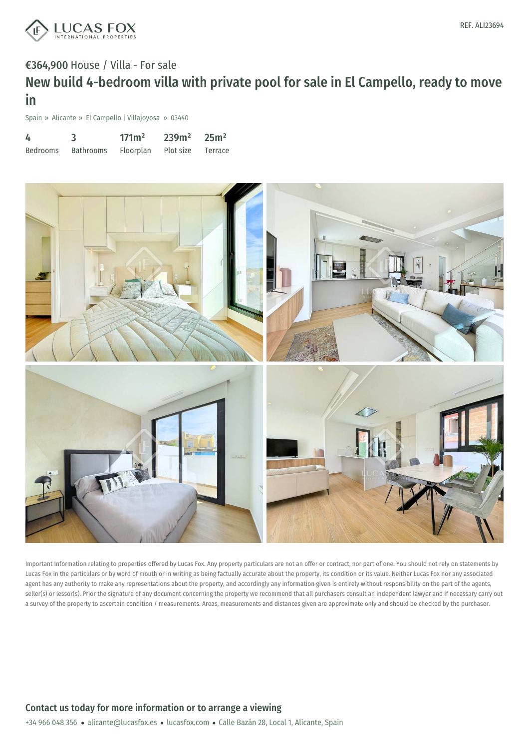REF. ALI23694

€364,900 House / Villa - For sale

# New build 4-bedroom villa with private pool for sale in El Campello, ready to move in

Spain » Alicante » El Campello | Villajoyosa » 03440

| 4 | 3 | 171m² | 239m² | 25m² |
|---|---|---|---|---|
| Bedrooms | Bathrooms | Floorplan | Plot size | Terrace |

Important Information relating to properties offered by Lucas Fox. Any property particulars are not an offer or contract, nor part of one. You should not rely on statements by Lucas Fox in the particulars or by word of mouth or in writing as being factually accurate about the property, its condition or its value. Neither Lucas Fox nor any associated agent has any authority to make any representations about the property, and accordingly any information given is entirely without responsibility on the part of the agents, seller(s) or lessor(s). Prior the signature of any document concerning the property we recommend that all purchasers consult an independent lawyer and if necessary carry out a survey of the property to ascertain condition / measurements. Areas, measurements and distances given are approximate only and should be checked by the purchaser.

## Contact us today for more information or to arrange a viewing

+34 966 048 356 • alicante@lucasfox.es • lucasfox.com • Calle Bazán 28, Local 1, Alicante, Spain